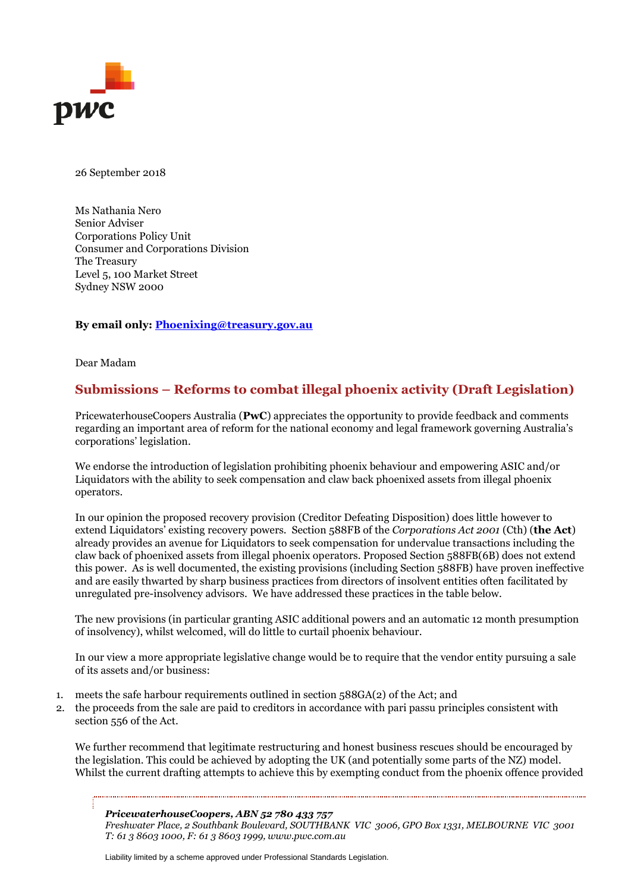26 September 2018

Ms Nathania Nero
Senior Adviser
Corporations Policy Unit
Consumer and Corporations Division
The Treasury
Level 5, 100 Market Street
Sydney NSW 2000

**By email only: [Phoenixing@treasury.gov.au](mailto:Phoenixing@treasury.gov.au)**

Dear Madam

## Submissions – Reforms to combat illegal phoenix activity (Draft Legislation)

PricewaterhouseCoopers Australia (**PwC**) appreciates the opportunity to provide feedback and comments regarding an important area of reform for the national economy and legal framework governing Australia's corporations' legislation.

We endorse the introduction of legislation prohibiting phoenix behaviour and empowering ASIC and/or Liquidators with the ability to seek compensation and claw back phoenixed assets from illegal phoenix operators.

In our opinion the proposed recovery provision (Creditor Defeating Disposition) does little however to extend Liquidators' existing recovery powers. Section 588FB of the *Corporations Act 2001* (Cth) (**the Act**) already provides an avenue for Liquidators to seek compensation for undervalue transactions including the claw back of phoenixed assets from illegal phoenix operators. Proposed Section 588FB(6B) does not extend this power. As is well documented, the existing provisions (including Section 588FB) have proven ineffective and are easily thwarted by sharp business practices from directors of insolvent entities often facilitated by unregulated pre-insolvency advisors. We have addressed these practices in the table below.

The new provisions (in particular granting ASIC additional powers and an automatic 12 month presumption of insolvency), whilst welcomed, will do little to curtail phoenix behaviour.

In our view a more appropriate legislative change would be to require that the vendor entity pursuing a sale of its assets and/or business:

1. meets the safe harbour requirements outlined in section 588GA(2) of the Act; and
2. the proceeds from the sale are paid to creditors in accordance with pari passu principles consistent with section 556 of the Act.

We further recommend that legitimate restructuring and honest business rescues should be encouraged by the legislation. This could be achieved by adopting the UK (and potentially some parts of the NZ) model. Whilst the current drafting attempts to achieve this by exempting conduct from the phoenix offence provided

***PricewaterhouseCoopers, ABN 52 780 433 757***
*Freshwater Place, 2 Southbank Boulevard, SOUTHBANK VIC 3006, GPO Box 1331, MELBOURNE VIC 3001*
*T: 61 3 8603 1000, F: 61 3 8603 1999, www.pwc.com.au*

Liability limited by a scheme approved under Professional Standards Legislation.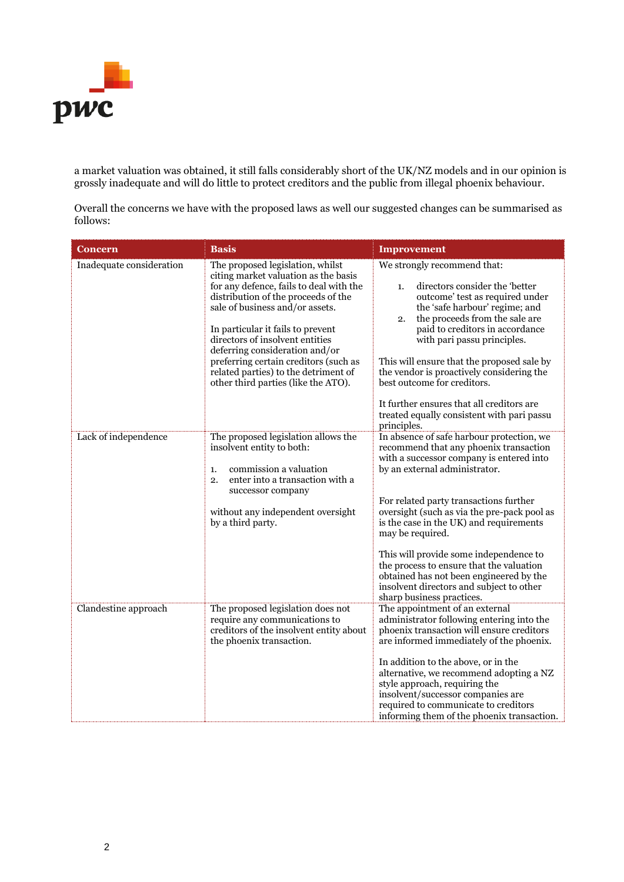a market valuation was obtained, it still falls considerably short of the UK/NZ models and in our opinion is grossly inadequate and will do little to protect creditors and the public from illegal phoenix behaviour.

Overall the concerns we have with the proposed laws as well our suggested changes can be summarised as follows:

| Concern | Basis | Improvement |
|---|---|---|
| Inadequate consideration | The proposed legislation, whilst citing market valuation as the basis for any defence, fails to deal with the distribution of the proceeds of the sale of business and/or assets.<br><br>In particular it fails to prevent directors of insolvent entities deferring consideration and/or preferring certain creditors (such as related parties) to the detriment of other third parties (like the ATO). | We strongly recommend that:<br><br>1. directors consider the 'better outcome' test as required under the 'safe harbour' regime; and<br>2. the proceeds from the sale are paid to creditors in accordance with pari passu principles.<br><br>This will ensure that the proposed sale by the vendor is proactively considering the best outcome for creditors.<br><br>It further ensures that all creditors are treated equally consistent with pari passu principles. |
| Lack of independence | The proposed legislation allows the insolvent entity to both:<br><br>1. commission a valuation<br>2. enter into a transaction with a successor company<br><br>without any independent oversight by a third party. | In absence of safe harbour protection, we recommend that any phoenix transaction with a successor company is entered into by an external administrator.<br><br>For related party transactions further oversight (such as via the pre-pack pool as is the case in the UK) and requirements may be required.<br><br>This will provide some independence to the process to ensure that the valuation obtained has not been engineered by the insolvent directors and subject to other sharp business practices. |
| Clandestine approach | The proposed legislation does not require any communications to creditors of the insolvent entity about the phoenix transaction. | The appointment of an external administrator following entering into the phoenix transaction will ensure creditors are informed immediately of the phoenix.<br><br>In addition to the above, or in the alternative, we recommend adopting a NZ style approach, requiring the insolvent/successor companies are required to communicate to creditors informing them of the phoenix transaction. |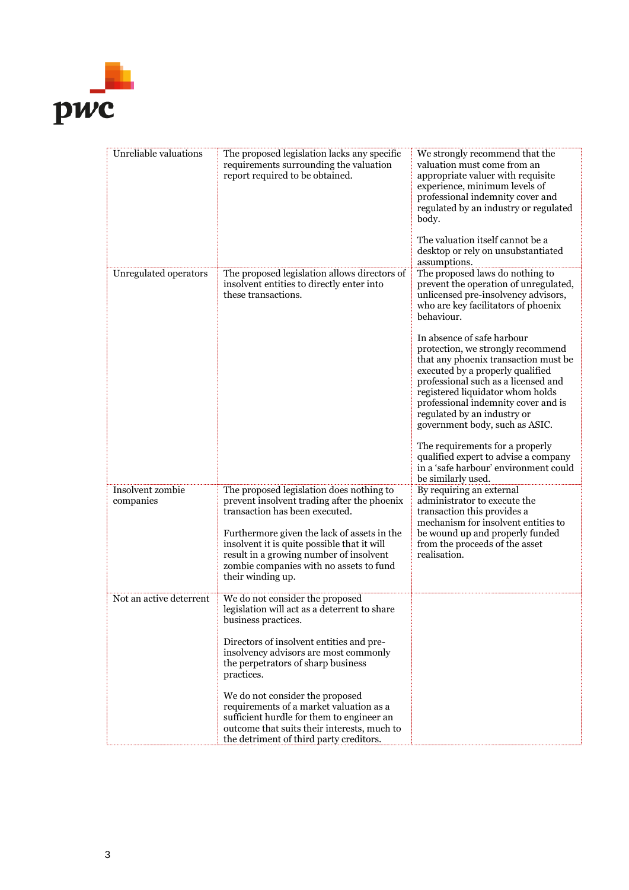| | | |
|---|---|---|
| Unreliable valuations | The proposed legislation lacks any specific requirements surrounding the valuation report required to be obtained. | We strongly recommend that the valuation must come from an appropriate valuer with requisite experience, minimum levels of professional indemnity cover and regulated by an industry or regulated body.<br><br>The valuation itself cannot be a desktop or rely on unsubstantiated assumptions. |
| Unregulated operators | The proposed legislation allows directors of insolvent entities to directly enter into these transactions. | The proposed laws do nothing to prevent the operation of unregulated, unlicensed pre-insolvency advisors, who are key facilitators of phoenix behaviour.<br><br>In absence of safe harbour protection, we strongly recommend that any phoenix transaction must be executed by a properly qualified professional such as a licensed and registered liquidator whom holds professional indemnity cover and is regulated by an industry or government body, such as ASIC.<br><br>The requirements for a properly qualified expert to advise a company in a 'safe harbour' environment could be similarly used. |
| Insolvent zombie companies | The proposed legislation does nothing to prevent insolvent trading after the phoenix transaction has been executed.<br><br>Furthermore given the lack of assets in the insolvent it is quite possible that it will result in a growing number of insolvent zombie companies with no assets to fund their winding up. | By requiring an external administrator to execute the transaction this provides a mechanism for insolvent entities to be wound up and properly funded from the proceeds of the asset realisation. |
| Not an active deterrent | We do not consider the proposed legislation will act as a deterrent to share business practices.<br><br>Directors of insolvent entities and pre-insolvency advisors are most commonly the perpetrators of sharp business practices.<br><br>We do not consider the proposed requirements of a market valuation as a sufficient hurdle for them to engineer an outcome that suits their interests, much to the detriment of third party creditors. | |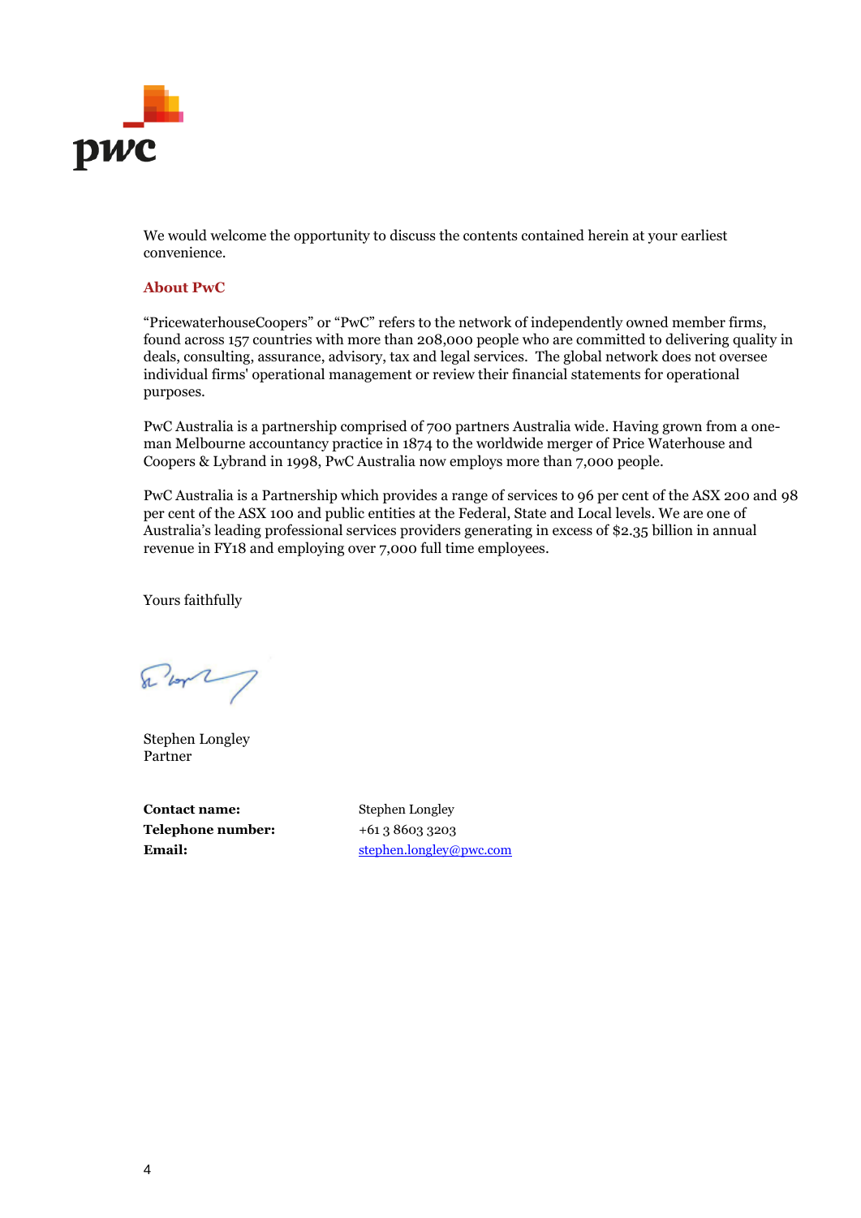We would welcome the opportunity to discuss the contents contained herein at your earliest convenience.

## About PwC

"PricewaterhouseCoopers" or "PwC" refers to the network of independently owned member firms, found across 157 countries with more than 208,000 people who are committed to delivering quality in deals, consulting, assurance, advisory, tax and legal services. The global network does not oversee individual firms' operational management or review their financial statements for operational purposes.

PwC Australia is a partnership comprised of 700 partners Australia wide. Having grown from a one-man Melbourne accountancy practice in 1874 to the worldwide merger of Price Waterhouse and Coopers & Lybrand in 1998, PwC Australia now employs more than 7,000 people.

PwC Australia is a Partnership which provides a range of services to 96 per cent of the ASX 200 and 98 per cent of the ASX 100 and public entities at the Federal, State and Local levels. We are one of Australia's leading professional services providers generating in excess of $2.35 billion in annual revenue in FY18 and employing over 7,000 full time employees.

Yours faithfully

Stephen Longley
Partner

| | |
|---|---|
| **Contact name:** | Stephen Longley |
| **Telephone number:** | +61 3 8603 3203 |
| **Email:** | stephen.longley@pwc.com |